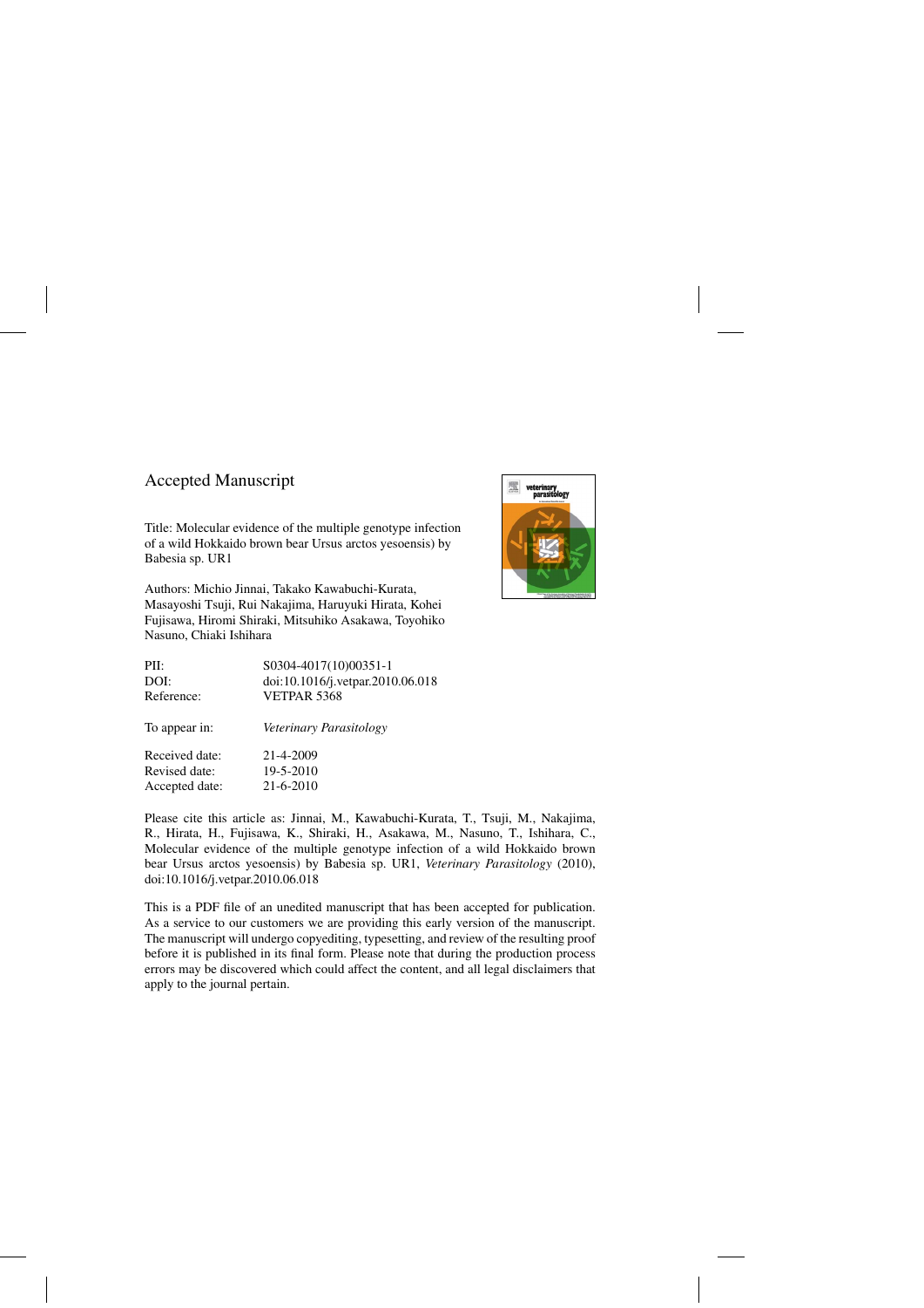Accepted Manuscript

Title: Molecular evidence of the multiple genotype infection of a wild Hokkaido brown bear Ursus arctos yesoensis) by Babesia sp. UR1

Authors: Michio Jinnai, Takako Kawabuchi-Kurata, Masayoshi Tsuji, Rui Nakajima, Haruyuki Hirata, Kohei Fujisawa, Hiromi Shiraki, Mitsuhiko Asakawa, Toyohiko Nasuno, Chiaki Ishihara

| | |
|---|---|
| PII: | S0304-4017(10)00351-1 |
| DOI: | doi:10.1016/j.vetpar.2010.06.018 |
| Reference: | VETPAR 5368 |

To appear in: *Veterinary Parasitology*

| | |
|---|---|
| Received date: | 21-4-2009 |
| Revised date: | 19-5-2010 |
| Accepted date: | 21-6-2010 |

Please cite this article as: Jinnai, M., Kawabuchi-Kurata, T., Tsuji, M., Nakajima, R., Hirata, H., Fujisawa, K., Shiraki, H., Asakawa, M., Nasuno, T., Ishihara, C., Molecular evidence of the multiple genotype infection of a wild Hokkaido brown bear Ursus arctos yesoensis) by Babesia sp. UR1, *Veterinary Parasitology* (2010), doi:10.1016/j.vetpar.2010.06.018

This is a PDF file of an unedited manuscript that has been accepted for publication. As a service to our customers we are providing this early version of the manuscript. The manuscript will undergo copyediting, typesetting, and review of the resulting proof before it is published in its final form. Please note that during the production process errors may be discovered which could affect the content, and all legal disclaimers that apply to the journal pertain.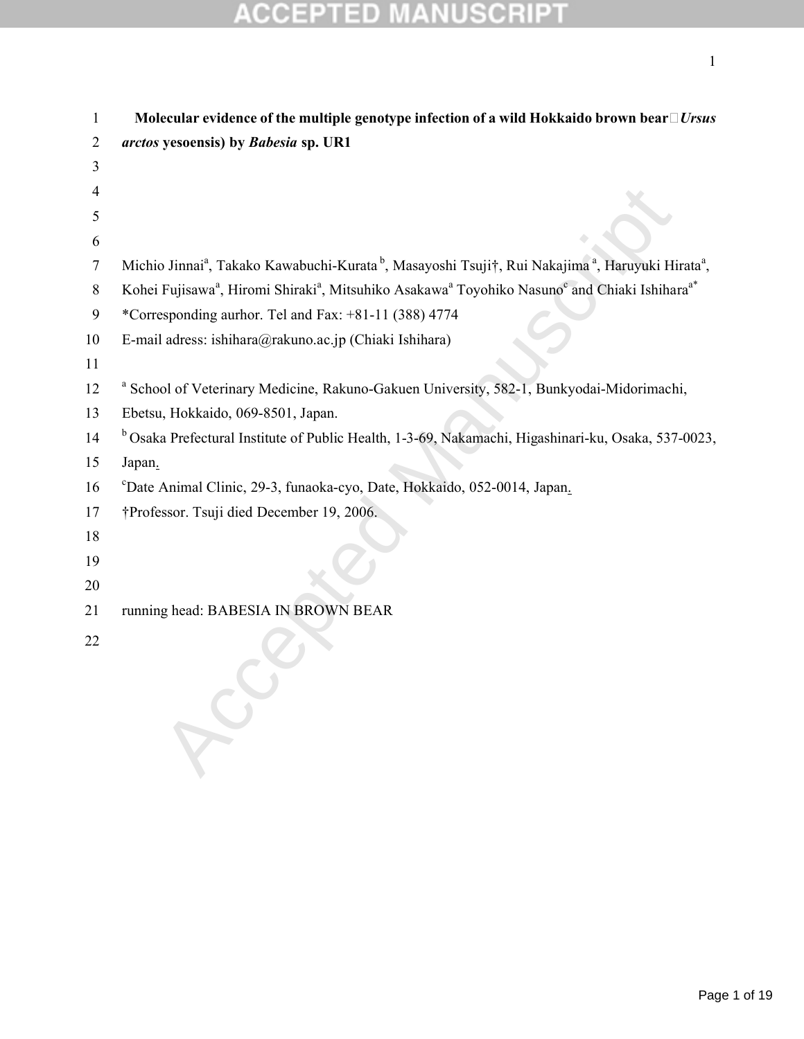**Molecular evidence of the multiple genotype infection of a wild Hokkaido brown bear (*Ursus arctos* yesoensis) by *Babesia* sp. UR1**

Michio Jinnai[a], Takako Kawabuchi-Kurata[b], Masayoshi Tsuji†, Rui Nakajima[a], Haruyuki Hirata[a], Kohei Fujisawa[a], Hiromi Shiraki[a], Mitsuhiko Asakawa[a] Toyohiko Nasuno[c] and Chiaki Ishihara[a*]

*Corresponding aurhor. Tel and Fax: +81-11 (388) 4774

E-mail adress: ishihara@rakuno.ac.jp (Chiaki Ishihara)

[a] School of Veterinary Medicine, Rakuno-Gakuen University, 582-1, Bunkyodai-Midorimachi, Ebetsu, Hokkaido, 069-8501, Japan.

[b] Osaka Prefectural Institute of Public Health, 1-3-69, Nakamachi, Higashinari-ku, Osaka, 537-0023, Japan.

[c] Date Animal Clinic, 29-3, funaoka-cyo, Date, Hokkaido, 052-0014, Japan.

†Professor. Tsuji died December 19, 2006.

running head: BABESIA IN BROWN BEAR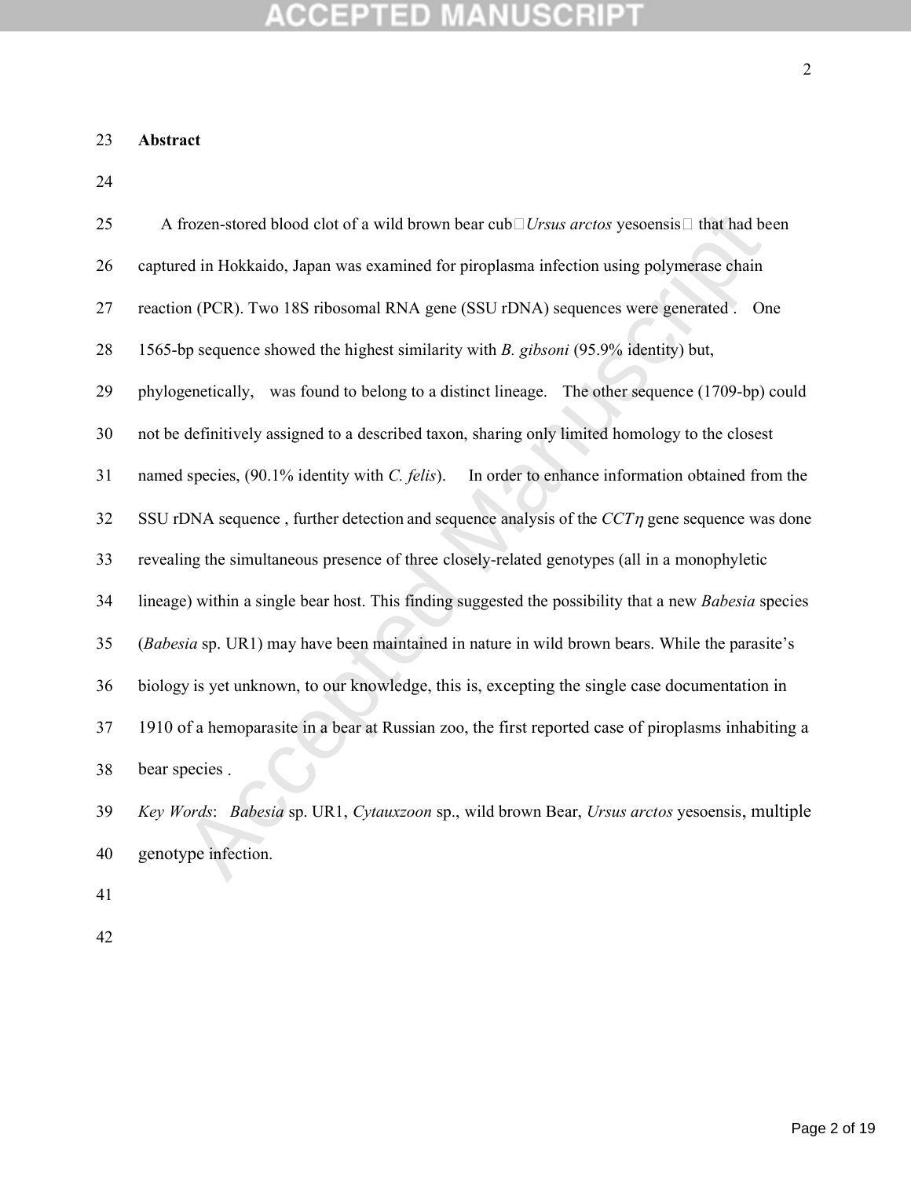## Abstract

A frozen-stored blood clot of a wild brown bear cub（*Ursus arctos* yesoensis） that had been captured in Hokkaido, Japan was examined for piroplasma infection using polymerase chain reaction (PCR). Two 18S ribosomal RNA gene (SSU rDNA) sequences were generated . One 1565-bp sequence showed the highest similarity with *B. gibsoni* (95.9% identity) but, phylogenetically, was found to belong to a distinct lineage. The other sequence (1709-bp) could not be definitively assigned to a described taxon, sharing only limited homology to the closest named species, (90.1% identity with *C. felis*). In order to enhance information obtained from the SSU rDNA sequence , further detection and sequence analysis of the *CCT*$\eta$ gene sequence was done revealing the simultaneous presence of three closely-related genotypes (all in a monophyletic lineage) within a single bear host. This finding suggested the possibility that a new *Babesia* species (*Babesia* sp. UR1) may have been maintained in nature in wild brown bears. While the parasite's biology is yet unknown, to our knowledge, this is, excepting the single case documentation in 1910 of a hemoparasite in a bear at Russian zoo, the first reported case of piroplasms inhabiting a bear species .

*Key Words*: *Babesia* sp. UR1, *Cytauxzoon* sp., wild brown Bear, *Ursus arctos* yesoensis, multiple genotype infection.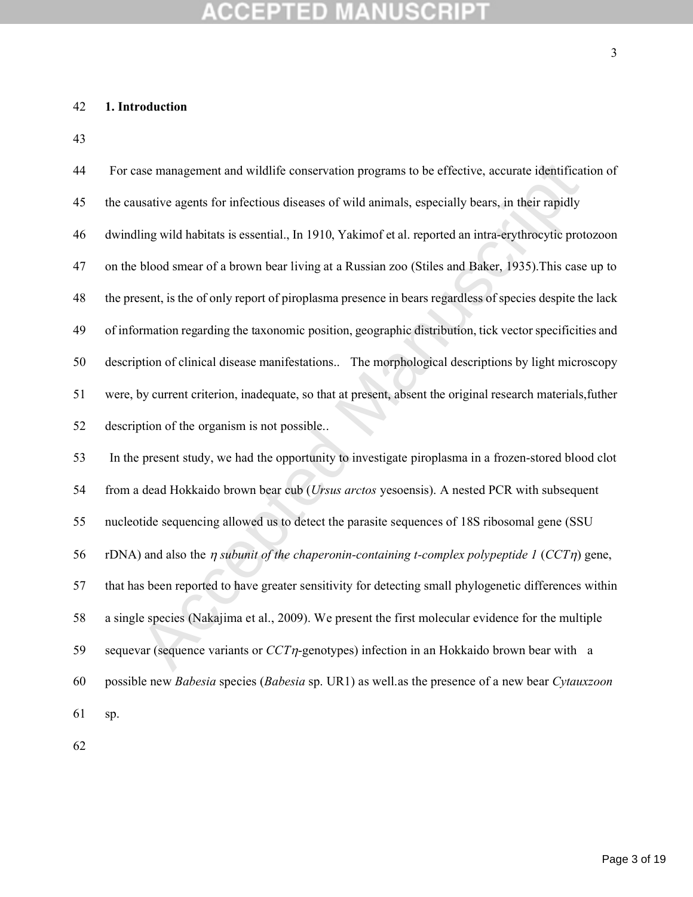## 1. Introduction

For case management and wildlife conservation programs to be effective, accurate identification of the causative agents for infectious diseases of wild animals, especially bears, in their rapidly dwindling wild habitats is essential., In 1910, Yakimof et al. reported an intra-erythrocytic protozoon on the blood smear of a brown bear living at a Russian zoo (Stiles and Baker, 1935).This case up to the present, is the of only report of piroplasma presence in bears regardless of species despite the lack of information regarding the taxonomic position, geographic distribution, tick vector specificities and description of clinical disease manifestations.. The morphological descriptions by light microscopy were, by current criterion, inadequate, so that at present, absent the original research materials,futher description of the organism is not possible..

In the present study, we had the opportunity to investigate piroplasma in a frozen-stored blood clot from a dead Hokkaido brown bear cub (*Ursus arctos* yesoensis). A nested PCR with subsequent nucleotide sequencing allowed us to detect the parasite sequences of 18S ribosomal gene (SSU rDNA) and also the *η subunit of the chaperonin-containing t-complex polypeptide 1* (*CCTη*) gene, that has been reported to have greater sensitivity for detecting small phylogenetic differences within a single species (Nakajima et al., 2009). We present the first molecular evidence for the multiple sequevar (sequence variants or *CCTη*-genotypes) infection in an Hokkaido brown bear with a possible new *Babesia* species (*Babesia* sp. UR1) as well.as the presence of a new bear *Cytauxzoon* sp.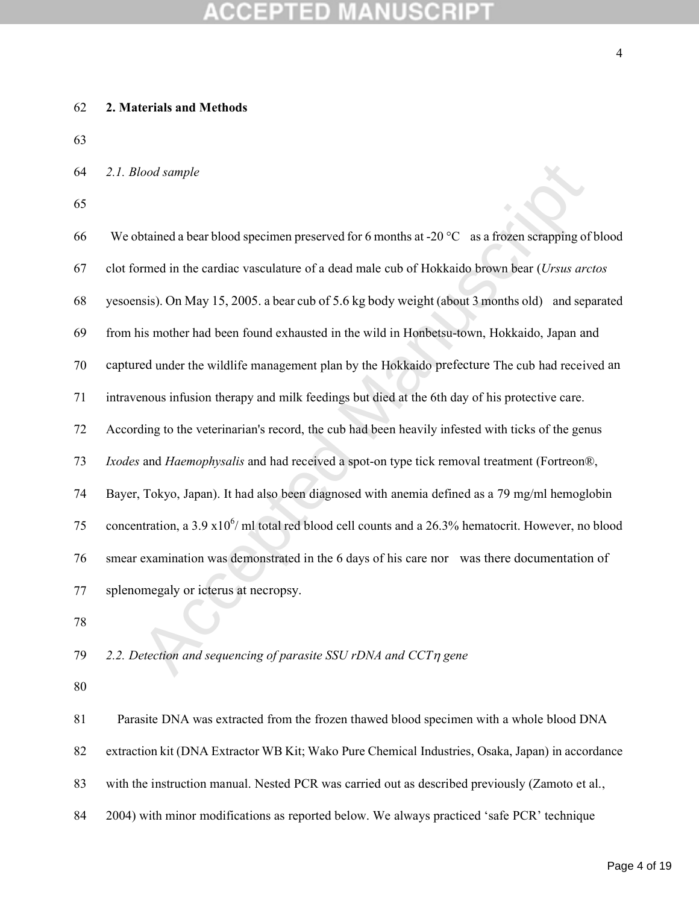## 2. Materials and Methods

### *2.1. Blood sample*

We obtained a bear blood specimen preserved for 6 months at -20 °C as a frozen scrapping of blood clot formed in the cardiac vasculature of a dead male cub of Hokkaido brown bear (*Ursus arctos* yesoensis). On May 15, 2005. a bear cub of 5.6 kg body weight (about 3 months old) and separated from his mother had been found exhausted in the wild in Honbetsu-town, Hokkaido, Japan and captured under the wildlife management plan by the Hokkaido prefecture The cub had received an intravenous infusion therapy and milk feedings but died at the 6th day of his protective care. According to the veterinarian's record, the cub had been heavily infested with ticks of the genus *Ixodes* and *Haemophysalis* and had received a spot-on type tick removal treatment (Fortreon®, Bayer, Tokyo, Japan). It had also been diagnosed with anemia defined as a 79 mg/ml hemoglobin concentration, a 3.9 x$10^6$/ ml total red blood cell counts and a 26.3% hematocrit. However, no blood smear examination was demonstrated in the 6 days of his care nor was there documentation of splenomegaly or icterus at necropsy.

### *2.2. Detection and sequencing of parasite SSU rDNA and CCT$\eta$ gene*

Parasite DNA was extracted from the frozen thawed blood specimen with a whole blood DNA extraction kit (DNA Extractor WB Kit; Wako Pure Chemical Industries, Osaka, Japan) in accordance with the instruction manual. Nested PCR was carried out as described previously (Zamoto et al., 2004) with minor modifications as reported below. We always practiced 'safe PCR' technique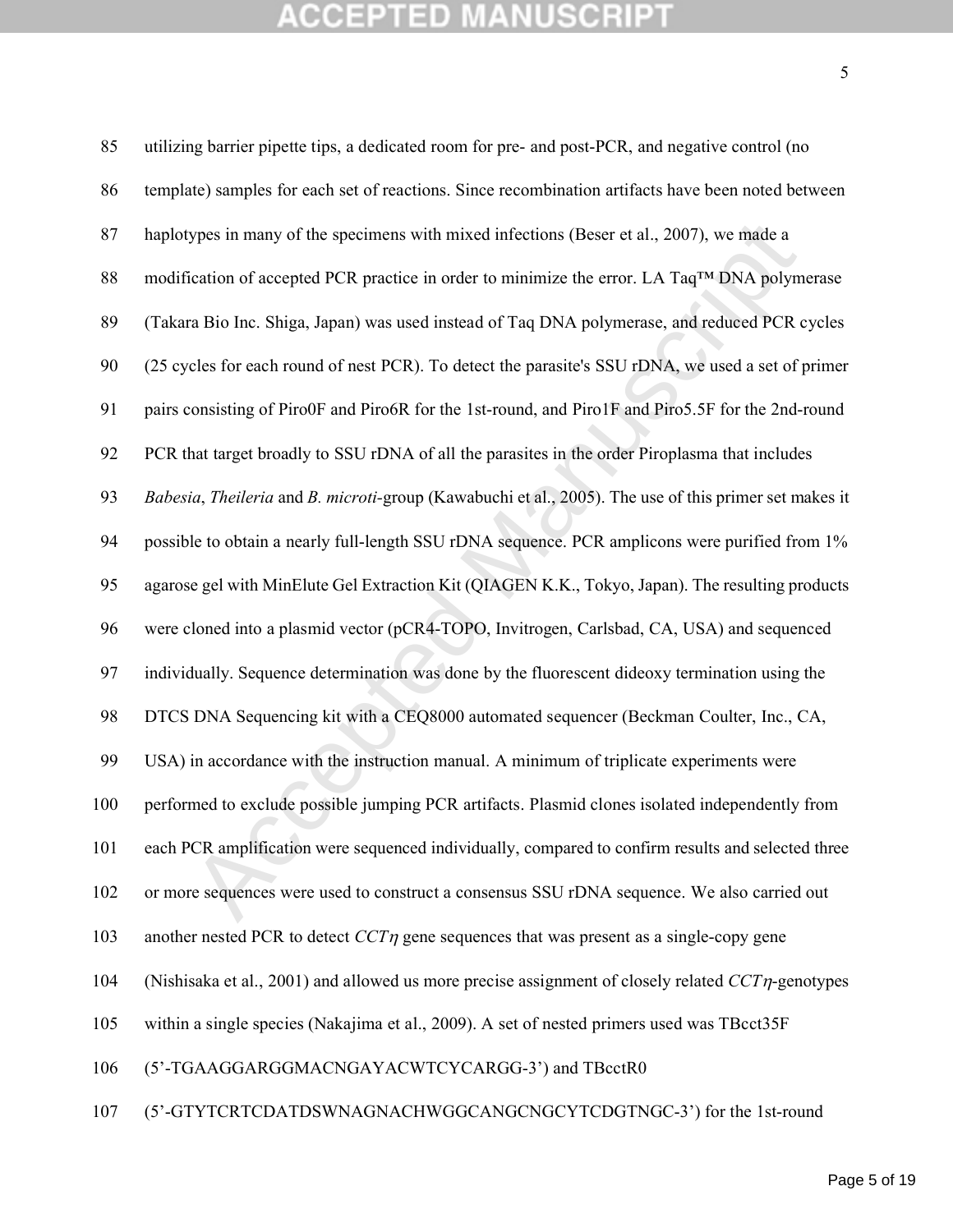utilizing barrier pipette tips, a dedicated room for pre- and post-PCR, and negative control (no template) samples for each set of reactions. Since recombination artifacts have been noted between haplotypes in many of the specimens with mixed infections (Beser et al., 2007), we made a modification of accepted PCR practice in order to minimize the error. LA Taq™ DNA polymerase (Takara Bio Inc. Shiga, Japan) was used instead of Taq DNA polymerase, and reduced PCR cycles (25 cycles for each round of nest PCR). To detect the parasite's SSU rDNA, we used a set of primer pairs consisting of Piro0F and Piro6R for the 1st-round, and Piro1F and Piro5.5F for the 2nd-round PCR that target broadly to SSU rDNA of all the parasites in the order Piroplasma that includes *Babesia*, *Theileria* and *B. microti*-group (Kawabuchi et al., 2005). The use of this primer set makes it possible to obtain a nearly full-length SSU rDNA sequence. PCR amplicons were purified from 1% agarose gel with MinElute Gel Extraction Kit (QIAGEN K.K., Tokyo, Japan). The resulting products were cloned into a plasmid vector (pCR4-TOPO, Invitrogen, Carlsbad, CA, USA) and sequenced individually. Sequence determination was done by the fluorescent dideoxy termination using the DTCS DNA Sequencing kit with a CEQ8000 automated sequencer (Beckman Coulter, Inc., CA, USA) in accordance with the instruction manual. A minimum of triplicate experiments were performed to exclude possible jumping PCR artifacts. Plasmid clones isolated independently from each PCR amplification were sequenced individually, compared to confirm results and selected three or more sequences were used to construct a consensus SSU rDNA sequence. We also carried out another nested PCR to detect $CCT\eta$ gene sequences that was present as a single-copy gene (Nishisaka et al., 2001) and allowed us more precise assignment of closely related $CCT\eta$-genotypes within a single species (Nakajima et al., 2009). A set of nested primers used was TBcct35F (5'-TGAAGGARGGMACNGAYACWTCYCARGG-3') and TBcctR0 (5'-GTYTCRTCDATDSWNAGNACHWGGCANGCNGCYTCDGTNGC-3') for the 1st-round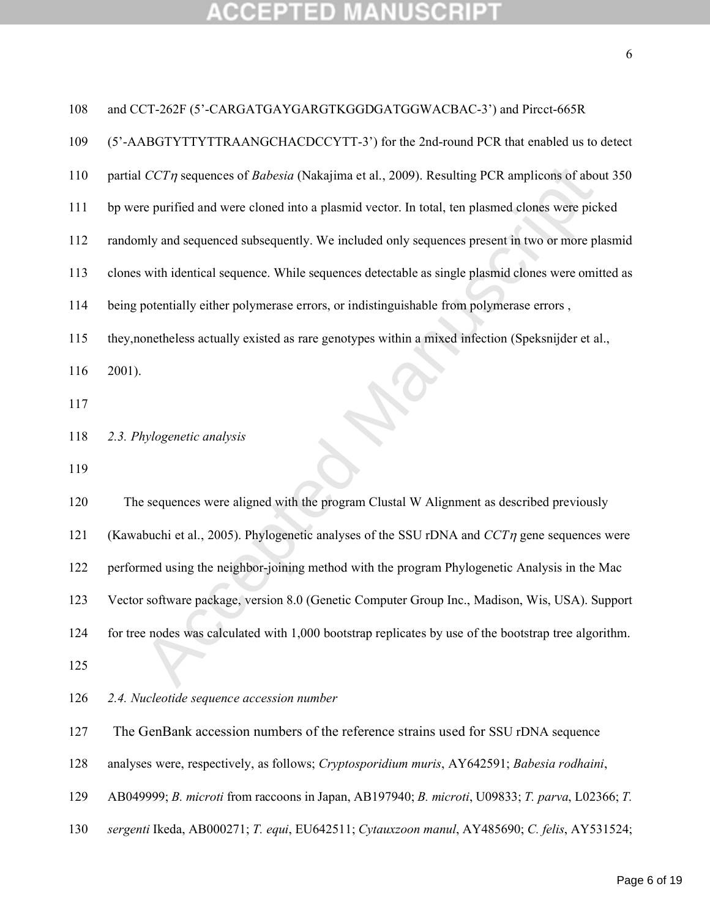and CCT-262F (5’-CARGATGAYGARGTKGGDGATGGWACBAC-3’) and Pircct-665R (5’-AABGTYTTYTTRAANGCHACDCCYTT-3’) for the 2nd-round PCR that enabled us to detect partial *CCTη* sequences of *Babesia* (Nakajima et al., 2009). Resulting PCR amplicons of about 350 bp were purified and were cloned into a plasmid vector. In total, ten plasmed clones were picked randomly and sequenced subsequently. We included only sequences present in two or more plasmid clones with identical sequence. While sequences detectable as single plasmid clones were omitted as being potentially either polymerase errors, or indistinguishable from polymerase errors , they,nonetheless actually existed as rare genotypes within a mixed infection (Speksnijder et al., 2001).

*2.3. Phylogenetic analysis*

The sequences were aligned with the program Clustal W Alignment as described previously (Kawabuchi et al., 2005). Phylogenetic analyses of the SSU rDNA and *CCTη* gene sequences were performed using the neighbor-joining method with the program Phylogenetic Analysis in the Mac Vector software package, version 8.0 (Genetic Computer Group Inc., Madison, Wis, USA). Support for tree nodes was calculated with 1,000 bootstrap replicates by use of the bootstrap tree algorithm.

*2.4. Nucleotide sequence accession number*

The GenBank accession numbers of the reference strains used for SSU rDNA sequence analyses were, respectively, as follows; *Cryptosporidium muris*, AY642591; *Babesia rodhaini*, AB049999; *B. microti* from raccoons in Japan, AB197940; *B. microti*, U09833; *T. parva*, L02366; *T. sergenti* Ikeda, AB000271; *T. equi*, EU642511; *Cytauxzoon manul*, AY485690; *C. felis*, AY531524;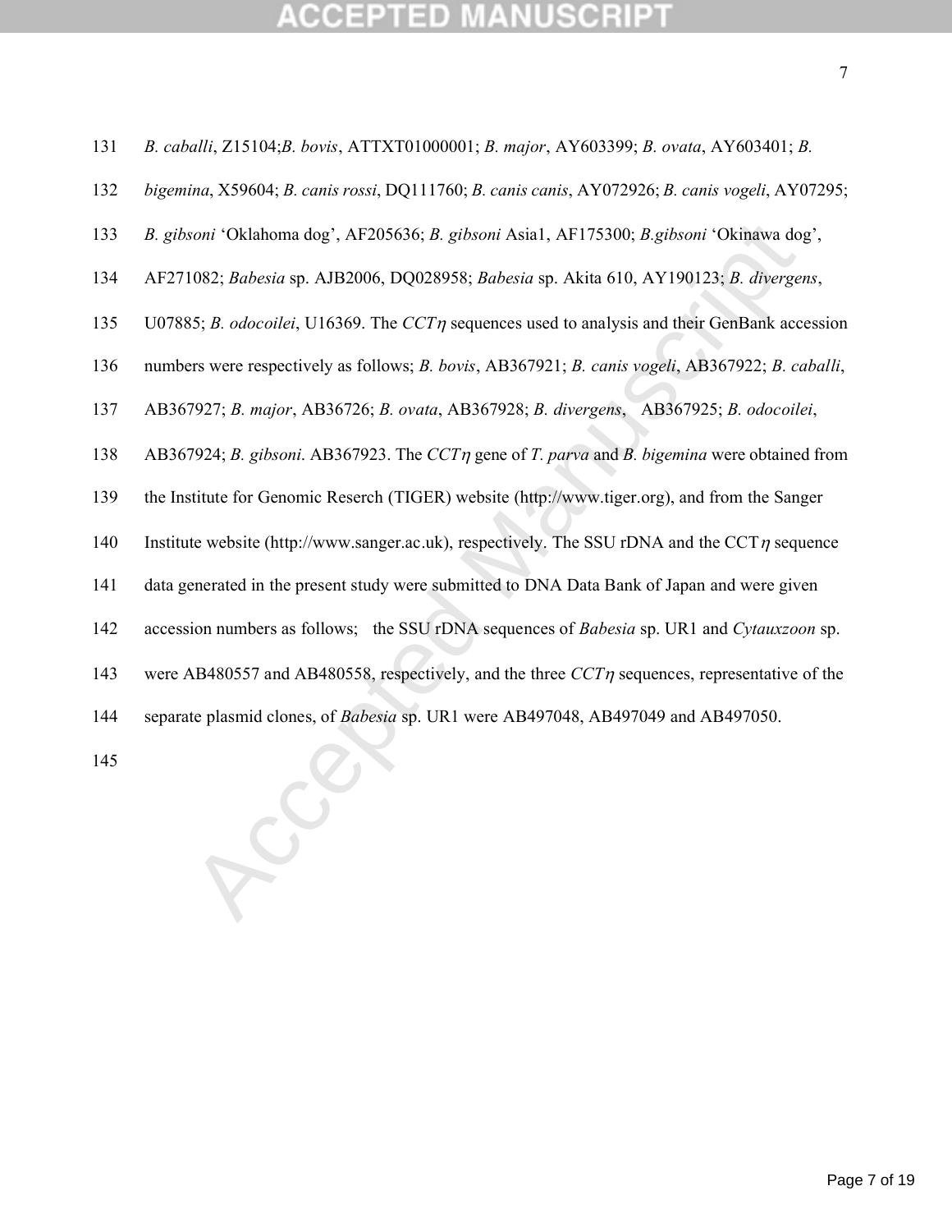*B. caballi*, Z15104;*B. bovis*, ATTXT01000001; *B. major*, AY603399; *B. ovata*, AY603401; *B. bigemina*, X59604; *B. canis rossi*, DQ111760; *B. canis canis*, AY072926; *B. canis vogeli*, AY07295; *B. gibsoni* 'Oklahoma dog', AF205636; *B. gibsoni* Asia1, AF175300; *B.gibsoni* 'Okinawa dog', AF271082; *Babesia* sp. AJB2006, DQ028958; *Babesia* sp. Akita 610, AY190123; *B. divergens*, U07885; *B. odocoilei*, U16369. The *CCT*$\eta$ sequences used to analysis and their GenBank accession numbers were respectively as follows; *B. bovis*, AB367921; *B. canis vogeli*, AB367922; *B. caballi*, AB367927; *B. major*, AB36726; *B. ovata*, AB367928; *B. divergens*, AB367925; *B. odocoilei*, AB367924; *B. gibsoni*. AB367923. The *CCT*$\eta$ gene of *T. parva* and *B. bigemina* were obtained from the Institute for Genomic Reserch (TIGER) website (http://www.tiger.org), and from the Sanger Institute website (http://www.sanger.ac.uk), respectively. The SSU rDNA and the CCT$\eta$ sequence data generated in the present study were submitted to DNA Data Bank of Japan and were given accession numbers as follows; the SSU rDNA sequences of *Babesia* sp. UR1 and *Cytauxzoon* sp. were AB480557 and AB480558, respectively, and the three *CCT*$\eta$ sequences, representative of the separate plasmid clones, of *Babesia* sp. UR1 were AB497048, AB497049 and AB497050.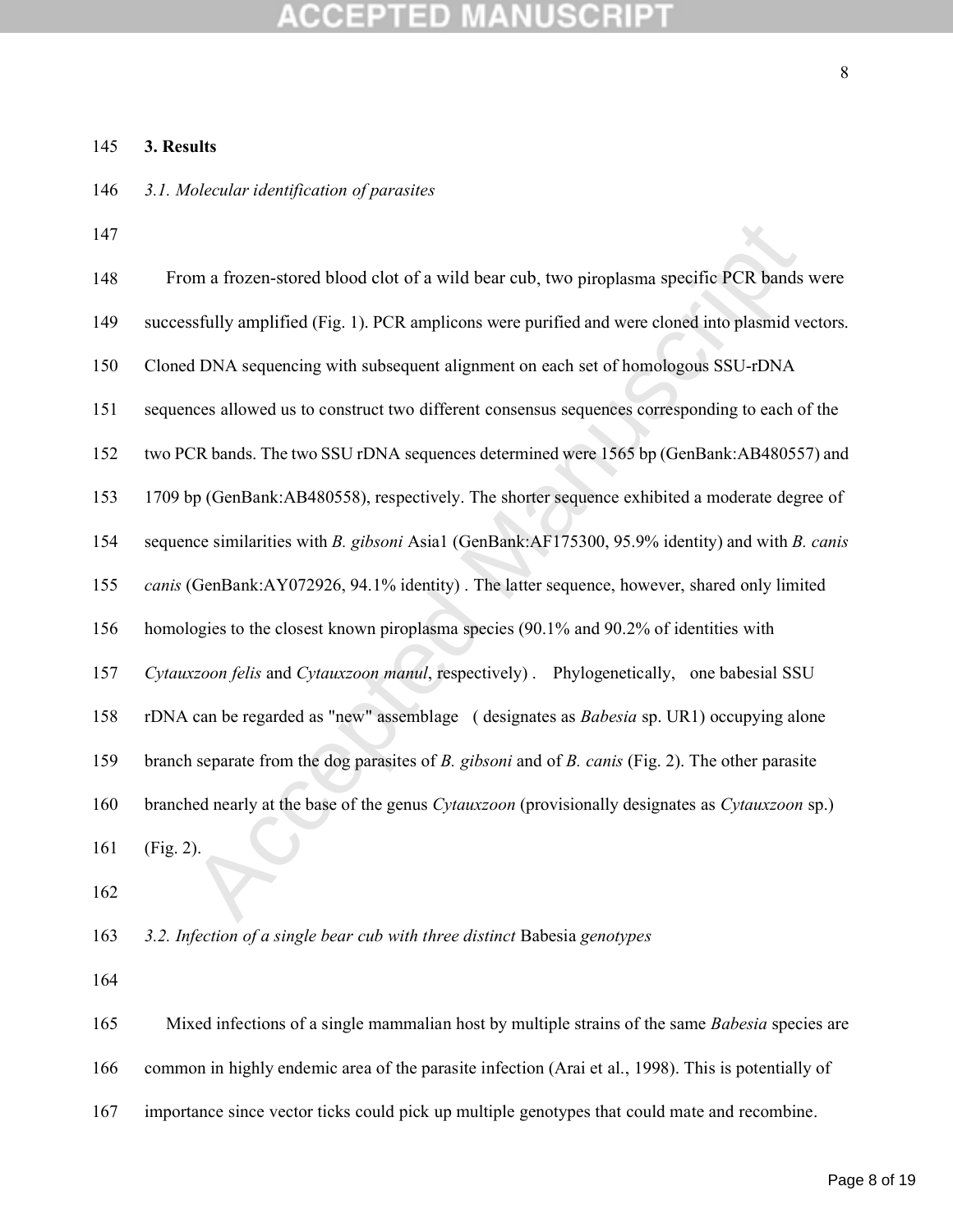## 3. Results

### *3.1. Molecular identification of parasites*

From a frozen-stored blood clot of a wild bear cub, two piroplasma specific PCR bands were successfully amplified (Fig. 1). PCR amplicons were purified and were cloned into plasmid vectors. Cloned DNA sequencing with subsequent alignment on each set of homologous SSU-rDNA sequences allowed us to construct two different consensus sequences corresponding to each of the two PCR bands. The two SSU rDNA sequences determined were 1565 bp (GenBank:AB480557) and 1709 bp (GenBank:AB480558), respectively. The shorter sequence exhibited a moderate degree of sequence similarities with *B. gibsoni* Asia1 (GenBank:AF175300, 95.9% identity) and with *B. canis canis* (GenBank:AY072926, 94.1% identity) . The latter sequence, however, shared only limited homologies to the closest known piroplasma species (90.1% and 90.2% of identities with *Cytauxzoon felis* and *Cytauxzoon manul*, respectively) . Phylogenetically, one babesial SSU rDNA can be regarded as "new" assemblage ( designates as *Babesia* sp. UR1) occupying alone branch separate from the dog parasites of *B. gibsoni* and of *B. canis* (Fig. 2). The other parasite branched nearly at the base of the genus *Cytauxzoon* (provisionally designates as *Cytauxzoon* sp.) (Fig. 2).

### *3.2. Infection of a single bear cub with three distinct* Babesia *genotypes*

Mixed infections of a single mammalian host by multiple strains of the same *Babesia* species are common in highly endemic area of the parasite infection (Arai et al., 1998). This is potentially of importance since vector ticks could pick up multiple genotypes that could mate and recombine.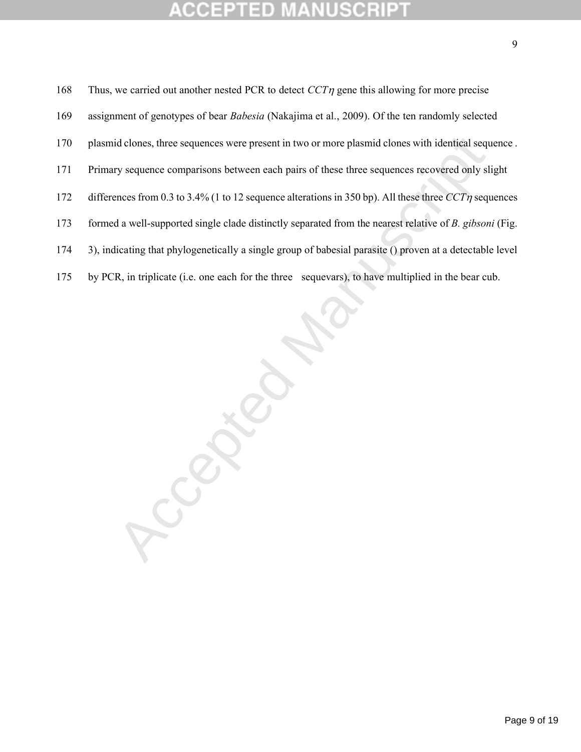Thus, we carried out another nested PCR to detect *CCT*$\eta$ gene this allowing for more precise assignment of genotypes of bear *Babesia* (Nakajima et al., 2009). Of the ten randomly selected plasmid clones, three sequences were present in two or more plasmid clones with identical sequence . Primary sequence comparisons between each pairs of these three sequences recovered only slight differences from 0.3 to 3.4% (1 to 12 sequence alterations in 350 bp). All these three *CCT*$\eta$ sequences formed a well-supported single clade distinctly separated from the nearest relative of *B. gibsoni* (Fig. 3), indicating that phylogenetically a single group of babesial parasite () proven at a detectable level by PCR, in triplicate (i.e. one each for the three sequevars), to have multiplied in the bear cub.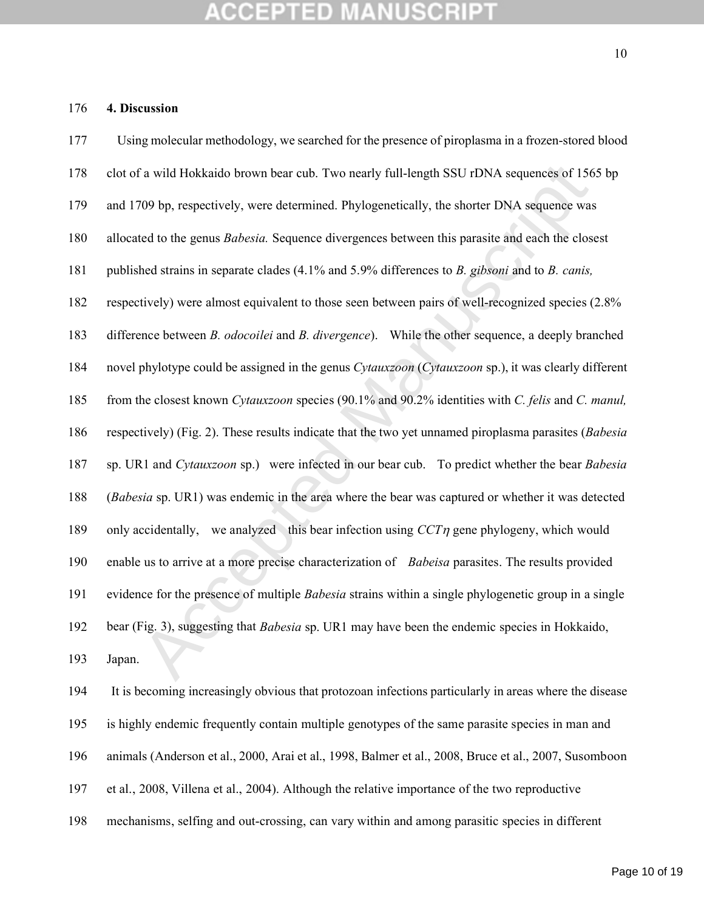## 4. Discussion

Using molecular methodology, we searched for the presence of piroplasma in a frozen-stored blood clot of a wild Hokkaido brown bear cub. Two nearly full-length SSU rDNA sequences of 1565 bp and 1709 bp, respectively, were determined. Phylogenetically, the shorter DNA sequence was allocated to the genus *Babesia.* Sequence divergences between this parasite and each the closest published strains in separate clades (4.1% and 5.9% differences to *B. gibsoni* and to *B. canis,* respectively) were almost equivalent to those seen between pairs of well-recognized species (2.8% difference between *B. odocoilei* and *B. divergence*). While the other sequence, a deeply branched novel phylotype could be assigned in the genus *Cytauxzoon* (*Cytauxzoon* sp.), it was clearly different from the closest known *Cytauxzoon* species (90.1% and 90.2% identities with *C. felis* and *C. manul,* respectively) (Fig. 2). These results indicate that the two yet unnamed piroplasma parasites (*Babesia* sp. UR1 and *Cytauxzoon* sp.) were infected in our bear cub. To predict whether the bear *Babesia* (*Babesia* sp. UR1) was endemic in the area where the bear was captured or whether it was detected only accidentally, we analyzed this bear infection using *CCT*$\eta$ gene phylogeny, which would enable us to arrive at a more precise characterization of *Babeisa* parasites. The results provided evidence for the presence of multiple *Babesia* strains within a single phylogenetic group in a single bear (Fig. 3), suggesting that *Babesia* sp. UR1 may have been the endemic species in Hokkaido, Japan.

It is becoming increasingly obvious that protozoan infections particularly in areas where the disease is highly endemic frequently contain multiple genotypes of the same parasite species in man and animals (Anderson et al., 2000, Arai et al., 1998, Balmer et al., 2008, Bruce et al., 2007, Susomboon et al., 2008, Villena et al., 2004). Although the relative importance of the two reproductive mechanisms, selfing and out-crossing, can vary within and among parasitic species in different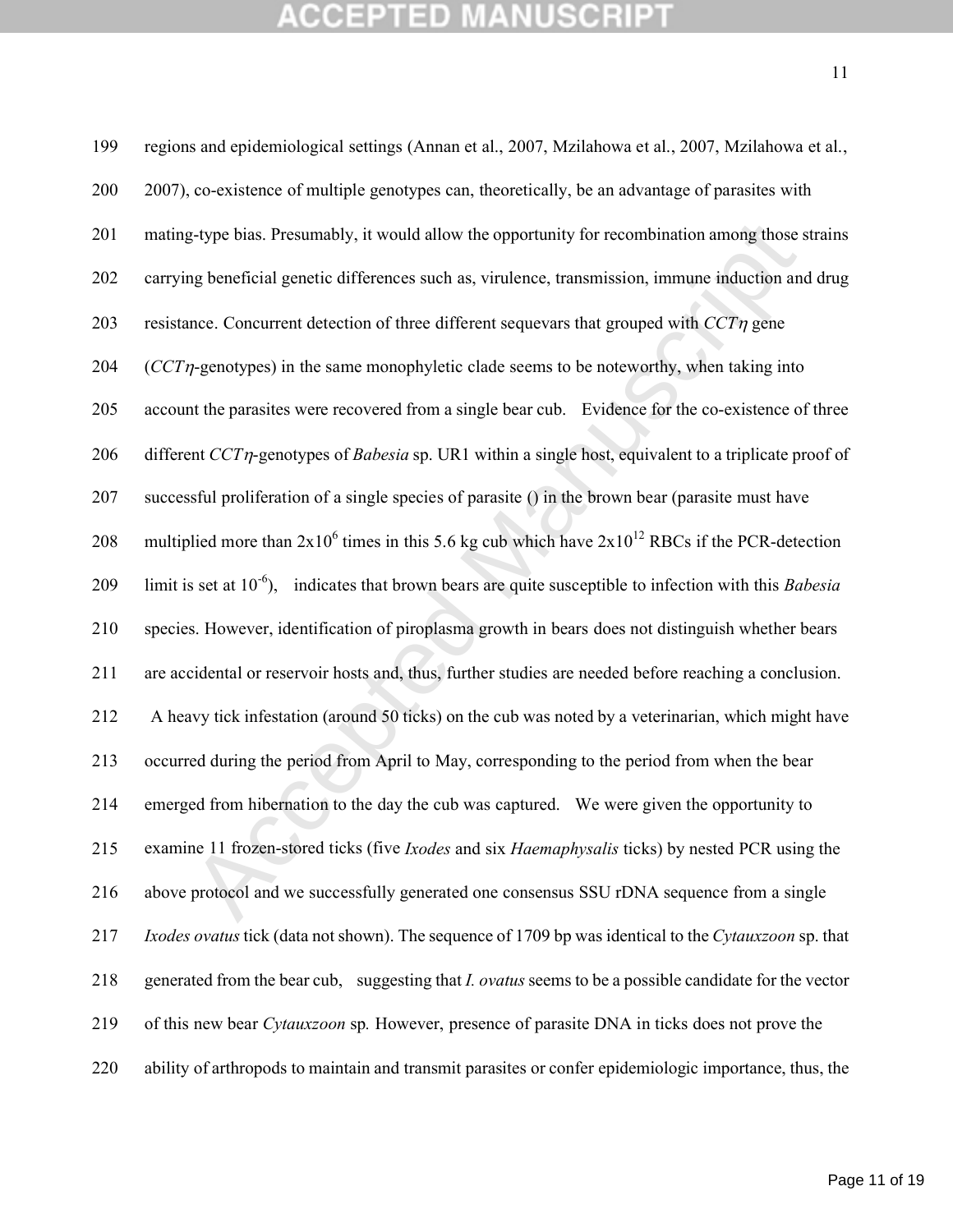regions and epidemiological settings (Annan et al., 2007, Mzilahowa et al., 2007, Mzilahowa et al., 2007), co-existence of multiple genotypes can, theoretically, be an advantage of parasites with mating-type bias. Presumably, it would allow the opportunity for recombination among those strains carrying beneficial genetic differences such as, virulence, transmission, immune induction and drug resistance. Concurrent detection of three different sequevars that grouped with *CCTη* gene (*CCTη*-genotypes) in the same monophyletic clade seems to be noteworthy, when taking into account the parasites were recovered from a single bear cub. Evidence for the co-existence of three different *CCTη*-genotypes of *Babesia* sp. UR1 within a single host, equivalent to a triplicate proof of successful proliferation of a single species of parasite () in the brown bear (parasite must have multiplied more than $2x10^6$ times in this 5.6 kg cub which have $2x10^{12}$ RBCs if the PCR-detection limit is set at $10^{-6}$), indicates that brown bears are quite susceptible to infection with this *Babesia* species. However, identification of piroplasma growth in bears does not distinguish whether bears are accidental or reservoir hosts and, thus, further studies are needed before reaching a conclusion.

A heavy tick infestation (around 50 ticks) on the cub was noted by a veterinarian, which might have occurred during the period from April to May, corresponding to the period from when the bear emerged from hibernation to the day the cub was captured. We were given the opportunity to examine 11 frozen-stored ticks (five *Ixodes* and six *Haemaphysalis* ticks) by nested PCR using the above protocol and we successfully generated one consensus SSU rDNA sequence from a single *Ixodes ovatus* tick (data not shown). The sequence of 1709 bp was identical to the *Cytauxzoon* sp. that generated from the bear cub, suggesting that *I. ovatus* seems to be a possible candidate for the vector of this new bear *Cytauxzoon* sp. However, presence of parasite DNA in ticks does not prove the ability of arthropods to maintain and transmit parasites or confer epidemiologic importance, thus, the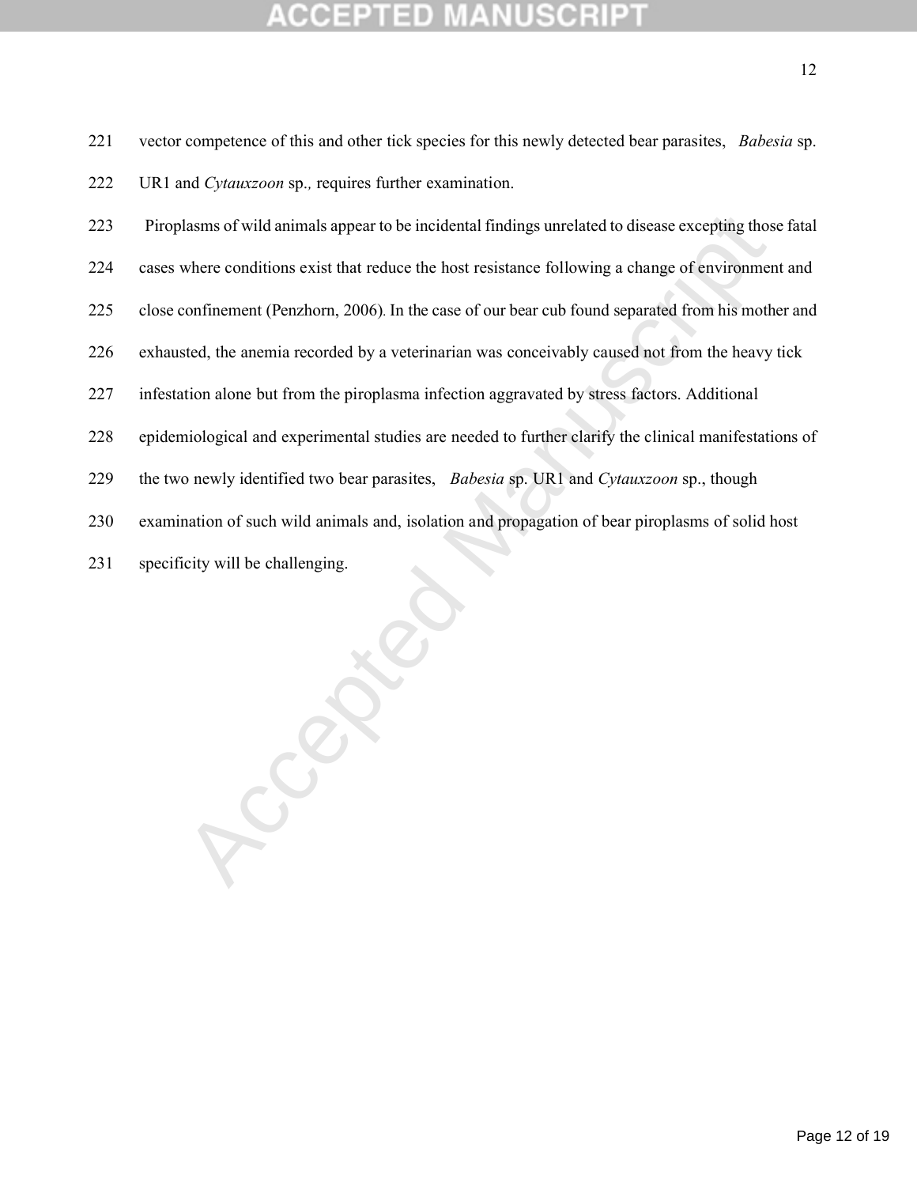vector competence of this and other tick species for this newly detected bear parasites, *Babesia* sp. UR1 and *Cytauxzoon* sp., requires further examination.

Piroplasms of wild animals appear to be incidental findings unrelated to disease excepting those fatal cases where conditions exist that reduce the host resistance following a change of environment and close confinement (Penzhorn, 2006). In the case of our bear cub found separated from his mother and exhausted, the anemia recorded by a veterinarian was conceivably caused not from the heavy tick infestation alone but from the piroplasma infection aggravated by stress factors. Additional epidemiological and experimental studies are needed to further clarify the clinical manifestations of the two newly identified two bear parasites, *Babesia* sp. UR1 and *Cytauxzoon* sp., though examination of such wild animals and, isolation and propagation of bear piroplasms of solid host specificity will be challenging.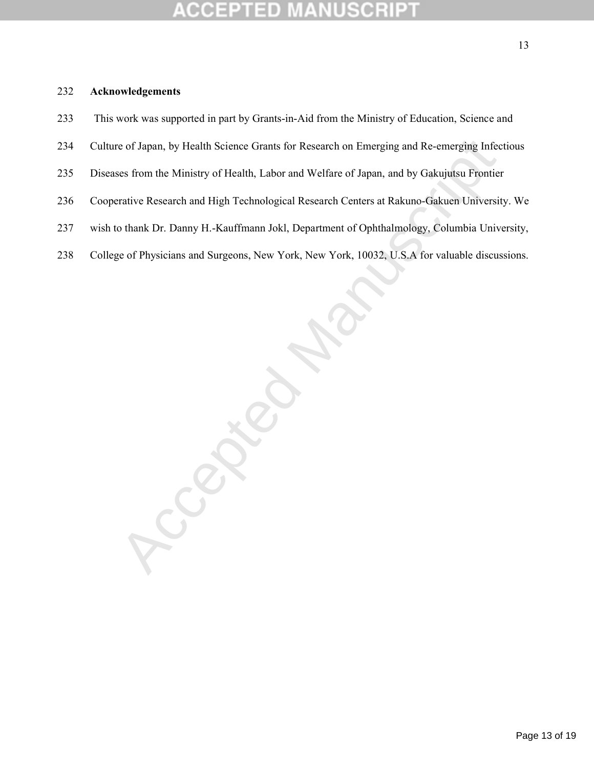## Acknowledgements

This work was supported in part by Grants-in-Aid from the Ministry of Education, Science and Culture of Japan, by Health Science Grants for Research on Emerging and Re-emerging Infectious Diseases from the Ministry of Health, Labor and Welfare of Japan, and by Gakujutsu Frontier Cooperative Research and High Technological Research Centers at Rakuno-Gakuen University. We wish to thank Dr. Danny H.-Kauffmann Jokl, Department of Ophthalmology, Columbia University, College of Physicians and Surgeons, New York, New York, 10032, U.S.A for valuable discussions.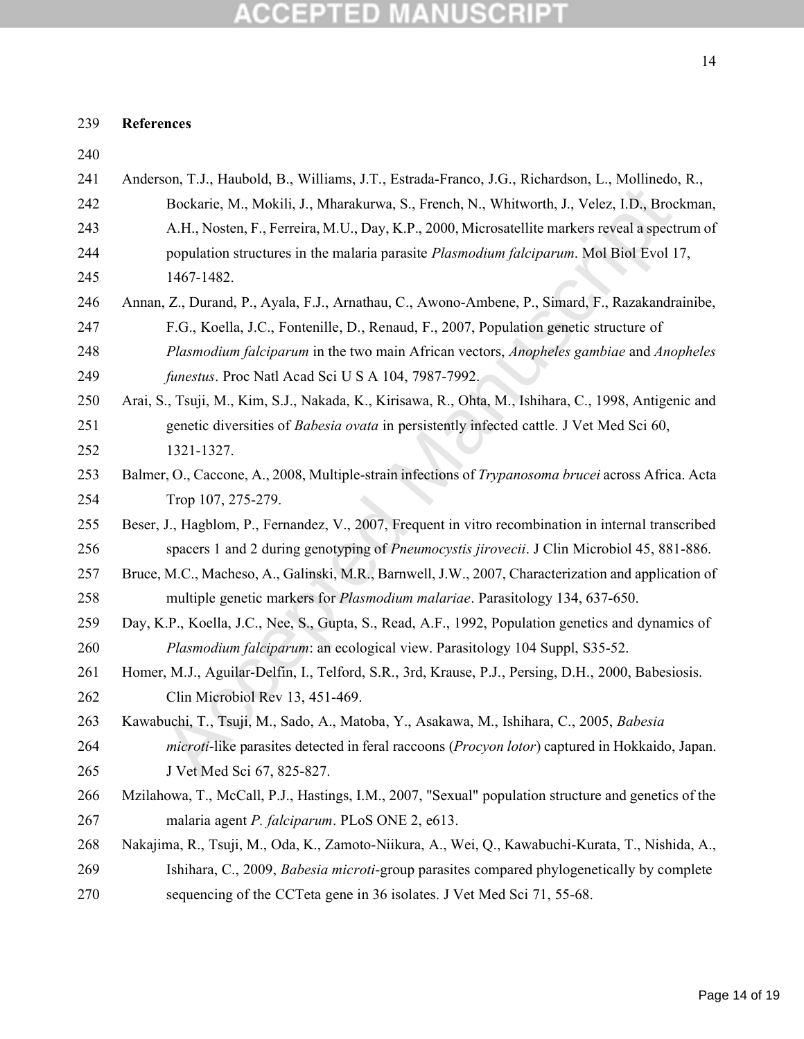## References

Anderson, T.J., Haubold, B., Williams, J.T., Estrada-Franco, J.G., Richardson, L., Mollinedo, R., Bockarie, M., Mokili, J., Mharakurwa, S., French, N., Whitworth, J., Velez, I.D., Brockman, A.H., Nosten, F., Ferreira, M.U., Day, K.P., 2000, Microsatellite markers reveal a spectrum of population structures in the malaria parasite *Plasmodium falciparum*. Mol Biol Evol 17, 1467-1482.

Annan, Z., Durand, P., Ayala, F.J., Arnathau, C., Awono-Ambene, P., Simard, F., Razakandrainibe, F.G., Koella, J.C., Fontenille, D., Renaud, F., 2007, Population genetic structure of *Plasmodium falciparum* in the two main African vectors, *Anopheles gambiae* and *Anopheles funestus*. Proc Natl Acad Sci U S A 104, 7987-7992.

Arai, S., Tsuji, M., Kim, S.J., Nakada, K., Kirisawa, R., Ohta, M., Ishihara, C., 1998, Antigenic and genetic diversities of *Babesia ovata* in persistently infected cattle. J Vet Med Sci 60, 1321-1327.

Balmer, O., Caccone, A., 2008, Multiple-strain infections of *Trypanosoma brucei* across Africa. Acta Trop 107, 275-279.

Beser, J., Hagblom, P., Fernandez, V., 2007, Frequent in vitro recombination in internal transcribed spacers 1 and 2 during genotyping of *Pneumocystis jirovecii*. J Clin Microbiol 45, 881-886.

Bruce, M.C., Macheso, A., Galinski, M.R., Barnwell, J.W., 2007, Characterization and application of multiple genetic markers for *Plasmodium malariae*. Parasitology 134, 637-650.

Day, K.P., Koella, J.C., Nee, S., Gupta, S., Read, A.F., 1992, Population genetics and dynamics of *Plasmodium falciparum*: an ecological view. Parasitology 104 Suppl, S35-52.

Homer, M.J., Aguilar-Delfin, I., Telford, S.R., 3rd, Krause, P.J., Persing, D.H., 2000, Babesiosis. Clin Microbiol Rev 13, 451-469.

Kawabuchi, T., Tsuji, M., Sado, A., Matoba, Y., Asakawa, M., Ishihara, C., 2005, *Babesia microti*-like parasites detected in feral raccoons (*Procyon lotor*) captured in Hokkaido, Japan. J Vet Med Sci 67, 825-827.

Mzilahowa, T., McCall, P.J., Hastings, I.M., 2007, "Sexual" population structure and genetics of the malaria agent *P. falciparum*. PLoS ONE 2, e613.

Nakajima, R., Tsuji, M., Oda, K., Zamoto-Niikura, A., Wei, Q., Kawabuchi-Kurata, T., Nishida, A., Ishihara, C., 2009, *Babesia microti*-group parasites compared phylogenetically by complete sequencing of the CCTeta gene in 36 isolates. J Vet Med Sci 71, 55-68.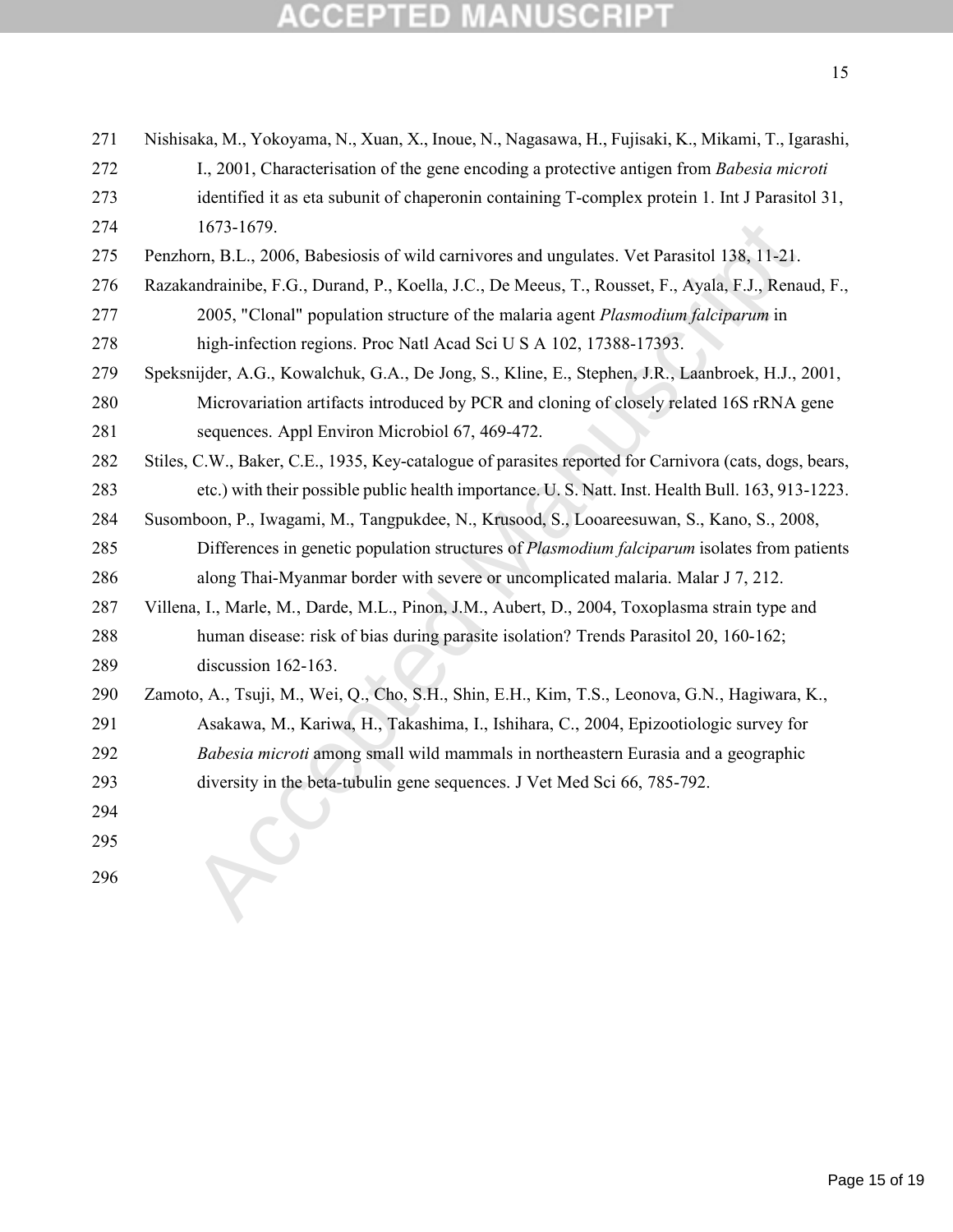Nishisaka, M., Yokoyama, N., Xuan, X., Inoue, N., Nagasawa, H., Fujisaki, K., Mikami, T., Igarashi, I., 2001, Characterisation of the gene encoding a protective antigen from *Babesia microti* identified it as eta subunit of chaperonin containing T-complex protein 1. Int J Parasitol 31, 1673-1679.

Penzhorn, B.L., 2006, Babesiosis of wild carnivores and ungulates. Vet Parasitol 138, 11-21.

Razakandrainibe, F.G., Durand, P., Koella, J.C., De Meeus, T., Rousset, F., Ayala, F.J., Renaud, F., 2005, "Clonal" population structure of the malaria agent *Plasmodium falciparum* in high-infection regions. Proc Natl Acad Sci U S A 102, 17388-17393.

Speksnijder, A.G., Kowalchuk, G.A., De Jong, S., Kline, E., Stephen, J.R., Laanbroek, H.J., 2001, Microvariation artifacts introduced by PCR and cloning of closely related 16S rRNA gene sequences. Appl Environ Microbiol 67, 469-472.

Stiles, C.W., Baker, C.E., 1935, Key-catalogue of parasites reported for Carnivora (cats, dogs, bears, etc.) with their possible public health importance. U. S. Natt. Inst. Health Bull. 163, 913-1223.

Susomboon, P., Iwagami, M., Tangpukdee, N., Krusood, S., Looareesuwan, S., Kano, S., 2008, Differences in genetic population structures of *Plasmodium falciparum* isolates from patients along Thai-Myanmar border with severe or uncomplicated malaria. Malar J 7, 212.

Villena, I., Marle, M., Darde, M.L., Pinon, J.M., Aubert, D., 2004, Toxoplasma strain type and human disease: risk of bias during parasite isolation? Trends Parasitol 20, 160-162; discussion 162-163.

Zamoto, A., Tsuji, M., Wei, Q., Cho, S.H., Shin, E.H., Kim, T.S., Leonova, G.N., Hagiwara, K., Asakawa, M., Kariwa, H., Takashima, I., Ishihara, C., 2004, Epizootiologic survey for *Babesia microti* among small wild mammals in northeastern Eurasia and a geographic diversity in the beta-tubulin gene sequences. J Vet Med Sci 66, 785-792.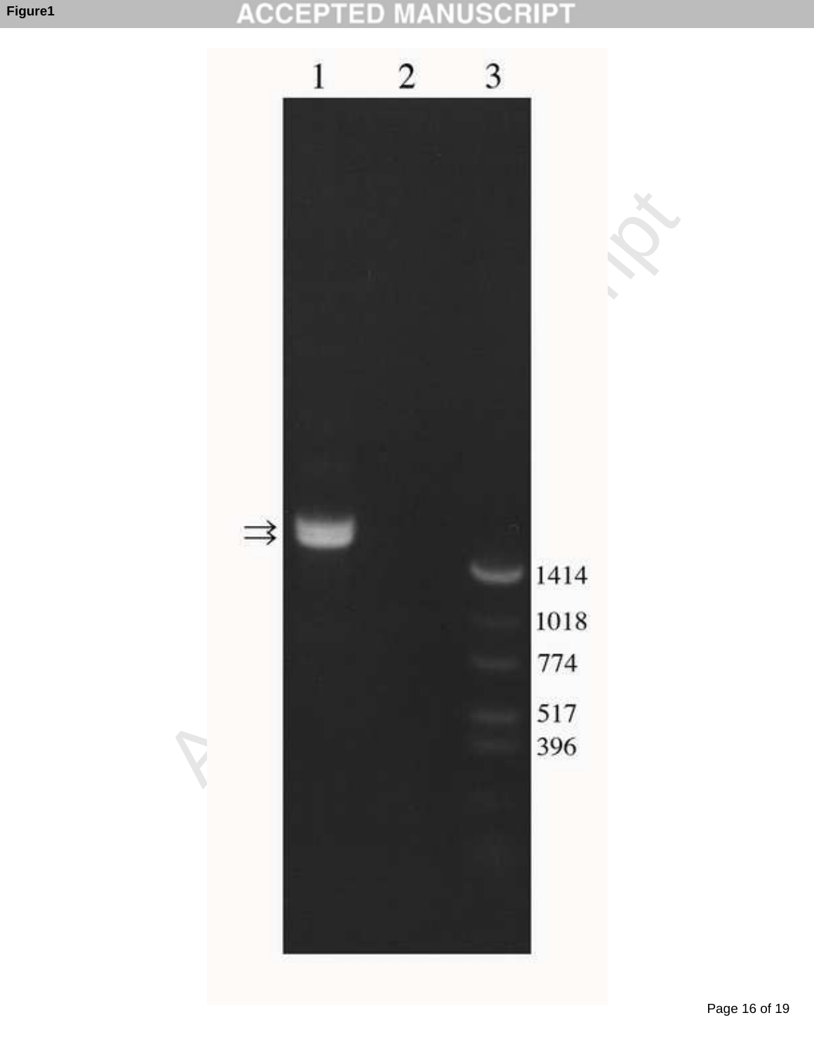Figure1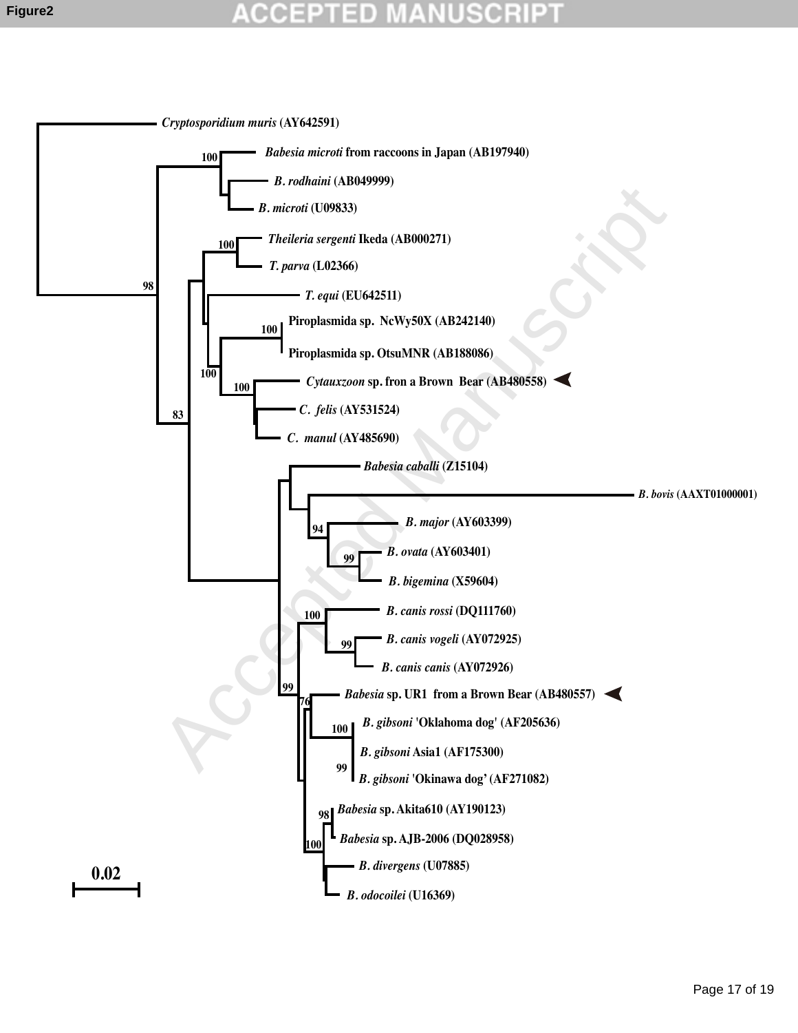Figure2

Cryptosporidium muris (AY642591)

100 Babesia microti from raccoons in Japan (AB197940)

B. rodhaini (AB049999)

B. microti (U09833)

100 Theileria sergenti Ikeda (AB000271)

T. parva (L02366)

98

T. equi (EU642511)

100 Piroplasmida sp. NcWy50X (AB242140)

Piroplasmida sp. OtsuMNR (AB188086)

100

100 Cytauxzoon sp. fron a Brown Bear (AB480558)

83

C. felis (AY531524)

C. manul (AY485690)

Babesia caballi (Z15104)

B. bovis (AAXT01000001)

94 B. major (AY603399)

99 B. ovata (AY603401)

B. bigemina (X59604)

100 B. canis rossi (DQ111760)

99 B. canis vogeli (AY072925)

B. canis canis (AY072926)

99

76 Babesia sp. UR1 from a Brown Bear (AB480557)

100 B. gibsoni 'Oklahoma dog' (AF205636)

B. gibsoni Asia1 (AF175300)

99 B. gibsoni 'Okinawa dog' (AF271082)

98 Babesia sp. Akita610 (AY190123)

Babesia sp. AJB-2006 (DQ028958)

100

B. divergens (U07885)

B. odocoilei (U16369)

0.02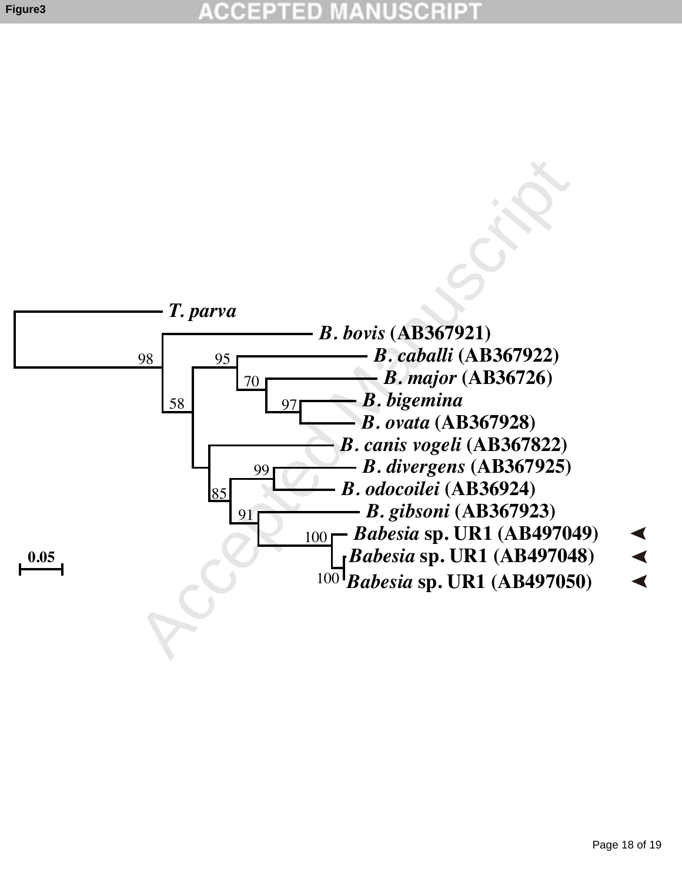Figure3

*T. parva*

*B. bovis* (AB367921)

*B. caballi* (AB367922)

*B. major* (AB36726)

*B. bigemina*

*B. ovata* (AB367928)

*B. canis vogeli* (AB367822)

*B. divergens* (AB367925)

*B. odocoilei* (AB36924)

*B. gibsoni* (AB367923)

*Babesia* sp. UR1 (AB497049)

*Babesia* sp. UR1 (AB497048)

*Babesia* sp. UR1 (AB497050)

98, 95, 58, 70, 97, 99, 85, 91, 100, 100

0.05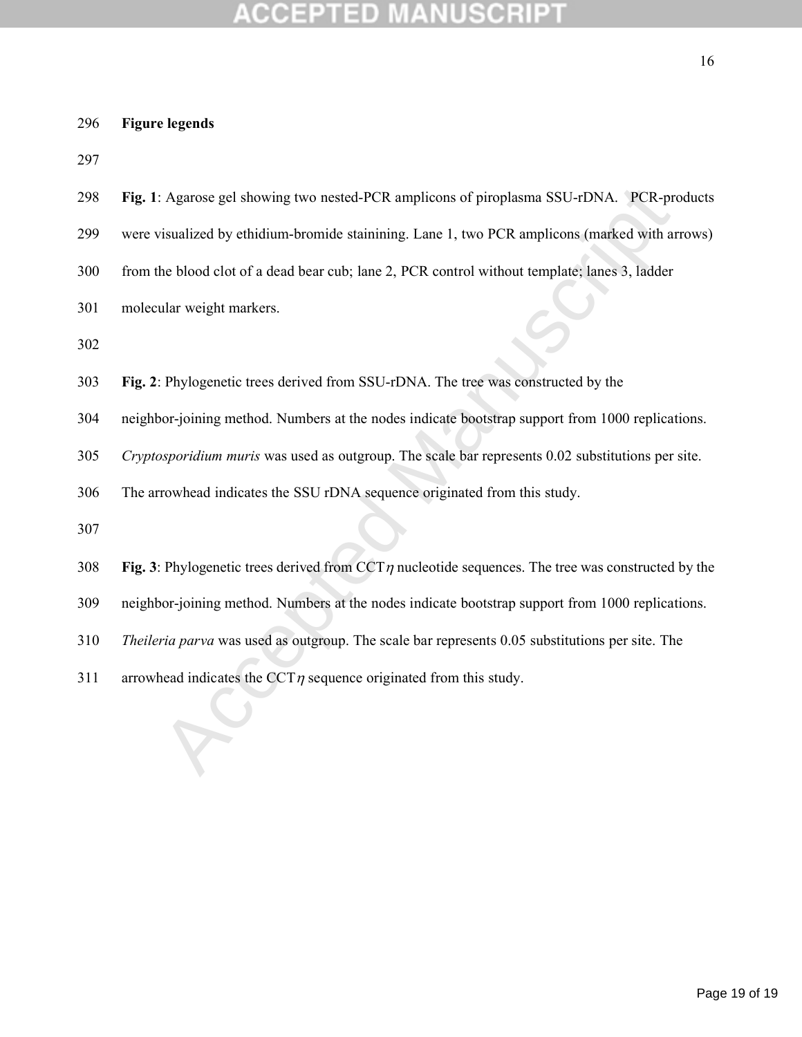**Figure legends**

**Fig. 1**: Agarose gel showing two nested-PCR amplicons of piroplasma SSU-rDNA. PCR-products were visualized by ethidium-bromide staining. Lane 1, two PCR amplicons (marked with arrows) from the blood clot of a dead bear cub; lane 2, PCR control without template; lanes 3, ladder molecular weight markers.

**Fig. 2**: Phylogenetic trees derived from SSU-rDNA. The tree was constructed by the neighbor-joining method. Numbers at the nodes indicate bootstrap support from 1000 replications. *Cryptosporidium muris* was used as outgroup. The scale bar represents 0.02 substitutions per site. The arrowhead indicates the SSU rDNA sequence originated from this study.

**Fig. 3**: Phylogenetic trees derived from CCT$\eta$ nucleotide sequences. The tree was constructed by the neighbor-joining method. Numbers at the nodes indicate bootstrap support from 1000 replications. *Theileria parva* was used as outgroup. The scale bar represents 0.05 substitutions per site. The arrowhead indicates the CCT$\eta$ sequence originated from this study.